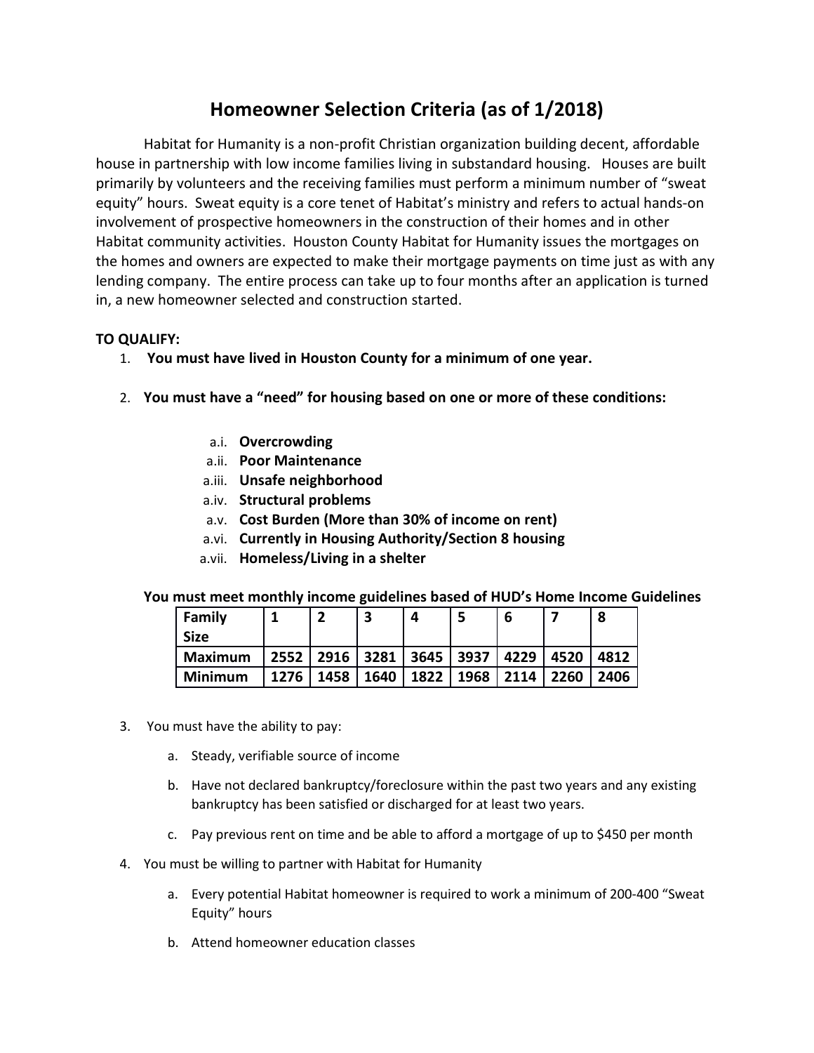# Homeowner Selection Criteria (as of 1/2018)

Habitat for Humanity is a non-profit Christian organization building decent, affordable house in partnership with low income families living in substandard housing. Houses are built primarily by volunteers and the receiving families must perform a minimum number of "sweat equity" hours. Sweat equity is a core tenet of Habitat's ministry and refers to actual hands-on involvement of prospective homeowners in the construction of their homes and in other Habitat community activities. Houston County Habitat for Humanity issues the mortgages on the homes and owners are expected to make their mortgage payments on time just as with any lending company. The entire process can take up to four months after an application is turned in, a new homeowner selected and construction started.

**TO QUALIFY:**

1. **You must have lived in Houston County for a minimum of one year.**

2. **You must have a "need" for housing based on one or more of these conditions:**

   a.i. **Overcrowding**
   a.ii. **Poor Maintenance**
   a.iii. **Unsafe neighborhood**
   a.iv. **Structural problems**
   a.v. **Cost Burden (More than 30% of income on rent)**
   a.vi. **Currently in Housing Authority/Section 8 housing**
   a.vii. **Homeless/Living in a shelter**

   **You must meet monthly income guidelines based of HUD's Home Income Guidelines**

| Family Size | 1 | 2 | 3 | 4 | 5 | 6 | 7 | 8 |
|---|---|---|---|---|---|---|---|---|
| **Maximum** | **2552** | **2916** | **3281** | **3645** | **3937** | **4229** | **4520** | **4812** |
| **Minimum** | **1276** | **1458** | **1640** | **1822** | **1968** | **2114** | **2260** | **2406** |

3. You must have the ability to pay:

   a. Steady, verifiable source of income

   b. Have not declared bankruptcy/foreclosure within the past two years and any existing bankruptcy has been satisfied or discharged for at least two years.

   c. Pay previous rent on time and be able to afford a mortgage of up to $450 per month

4. You must be willing to partner with Habitat for Humanity

   a. Every potential Habitat homeowner is required to work a minimum of 200-400 "Sweat Equity" hours

   b. Attend homeowner education classes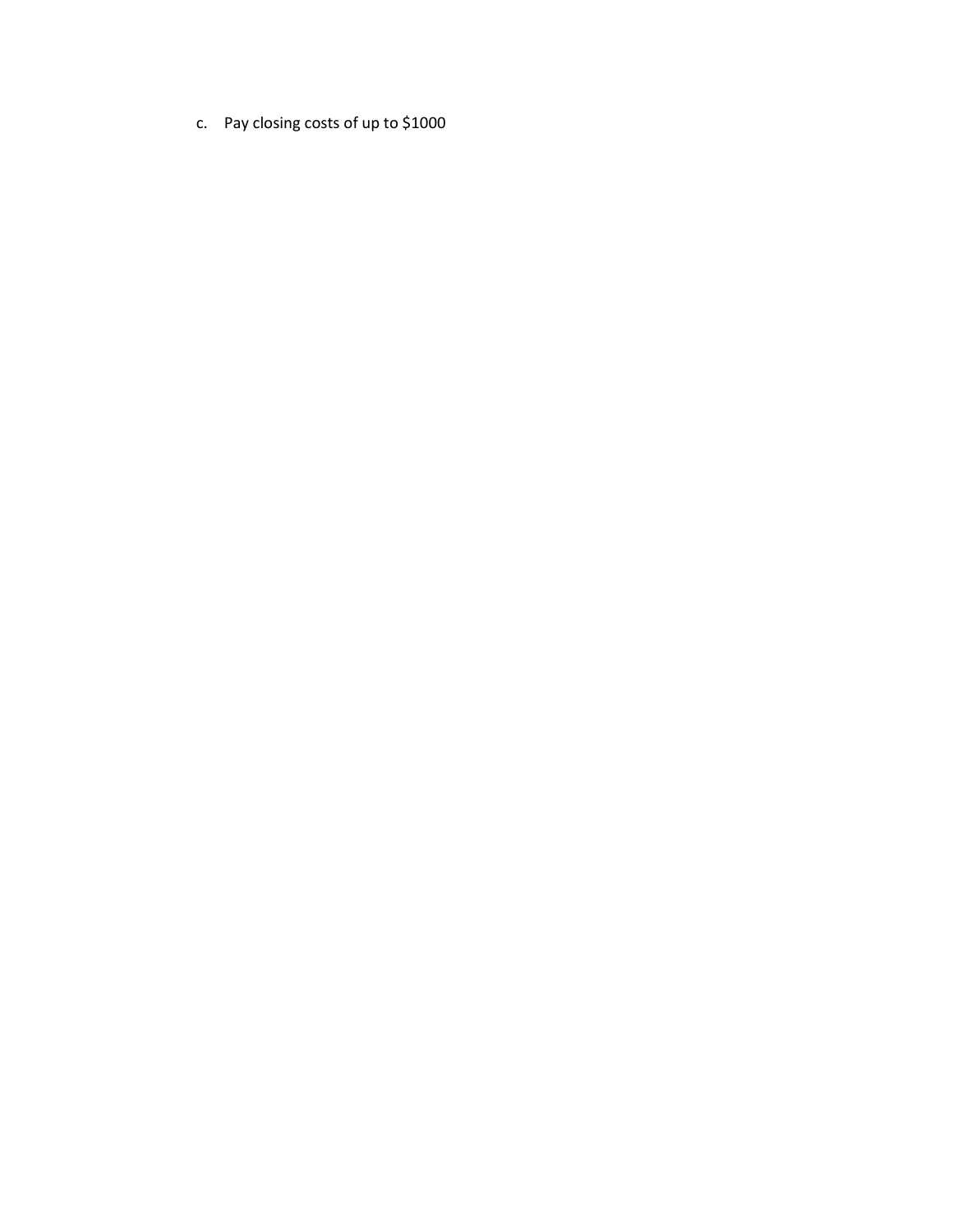c. Pay closing costs of up to $1000